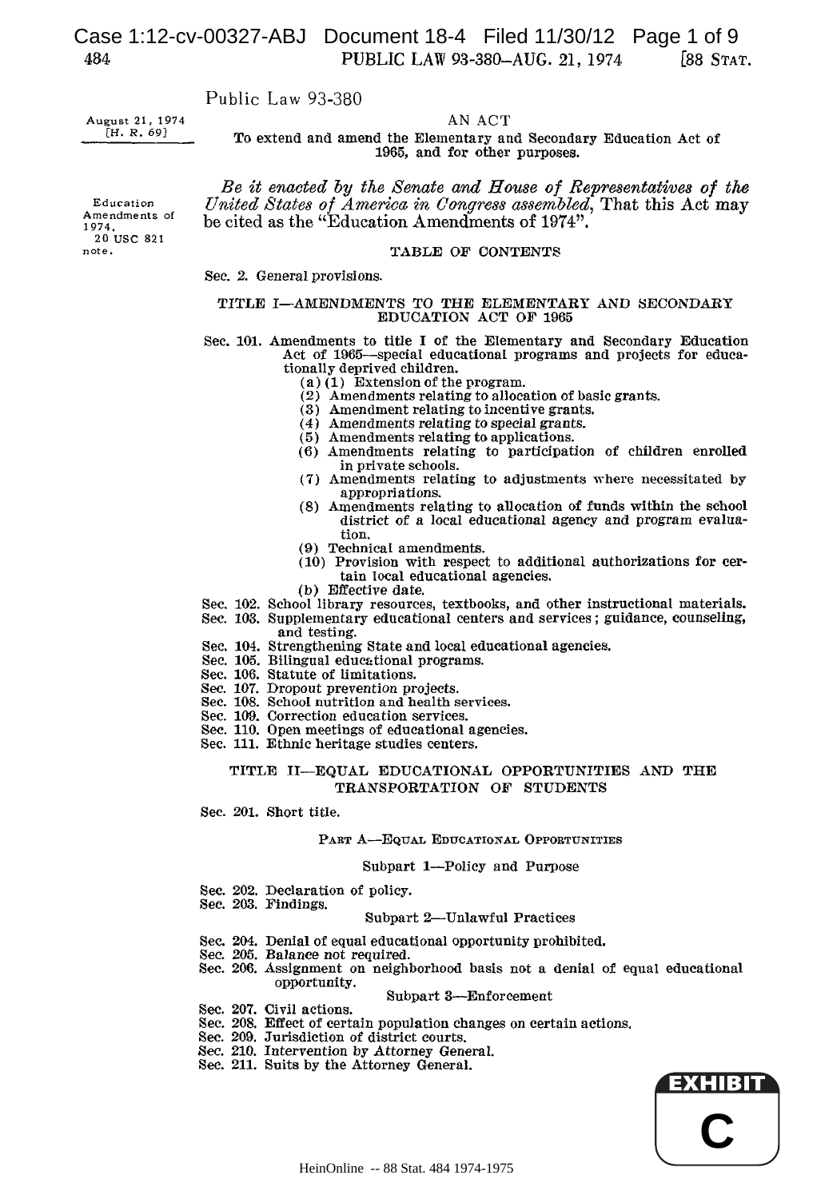Public Law 93-380

August 21, 1974
[H. R. 69]

AN ACT

To extend and amend the Elementary and Secondary Education Act of 1965, and for other purposes.

*Be it enacted by the Senate and House of Representatives of the United States of America in Congress assembled*, That this Act may be cited as the "Education Amendments of 1974".

Education Amendments of 1974.
20 USC 821 note.

## TABLE OF CONTENTS

Sec. 2. General provisions.

### TITLE I—AMENDMENTS TO THE ELEMENTARY AND SECONDARY EDUCATION ACT OF 1965

Sec. 101. Amendments to title I of the Elementary and Secondary Education Act of 1965—special educational programs and projects for educationally deprived children.
- (a) (1) Extension of the program.
- (2) Amendments relating to allocation of basic grants.
- (3) Amendment relating to incentive grants.
- (4) Amendments relating to special grants.
- (5) Amendments relating to applications.
- (6) Amendments relating to participation of children enrolled in private schools.
- (7) Amendments relating to adjustments where necessitated by appropriations.
- (8) Amendments relating to allocation of funds within the school district of a local educational agency and program evaluation.
- (9) Technical amendments.
- (10) Provision with respect to additional authorizations for certain local educational agencies.
- (b) Effective date.

Sec. 102. School library resources, textbooks, and other instructional materials.
Sec. 103. Supplementary educational centers and services; guidance, counseling, and testing.
Sec. 104. Strengthening State and local educational agencies.
Sec. 105. Bilingual educational programs.
Sec. 106. Statute of limitations.
Sec. 107. Dropout prevention projects.
Sec. 108. School nutrition and health services.
Sec. 109. Correction education services.
Sec. 110. Open meetings of educational agencies.
Sec. 111. Ethnic heritage studies centers.

### TITLE II—EQUAL EDUCATIONAL OPPORTUNITIES AND THE TRANSPORTATION OF STUDENTS

Sec. 201. Short title.

#### PART A—EQUAL EDUCATIONAL OPPORTUNITIES

##### Subpart 1—Policy and Purpose

Sec. 202. Declaration of policy.
Sec. 203. Findings.

##### Subpart 2—Unlawful Practices

Sec. 204. Denial of equal educational opportunity prohibited.
Sec. 205. Balance not required.
Sec. 206. Assignment on neighborhood basis not a denial of equal educational opportunity.

##### Subpart 3—Enforcement

Sec. 207. Civil actions.
Sec. 208. Effect of certain population changes on certain actions.
Sec. 209. Jurisdiction of district courts.
Sec. 210. Intervention by Attorney General.
Sec. 211. Suits by the Attorney General.

EXHIBIT C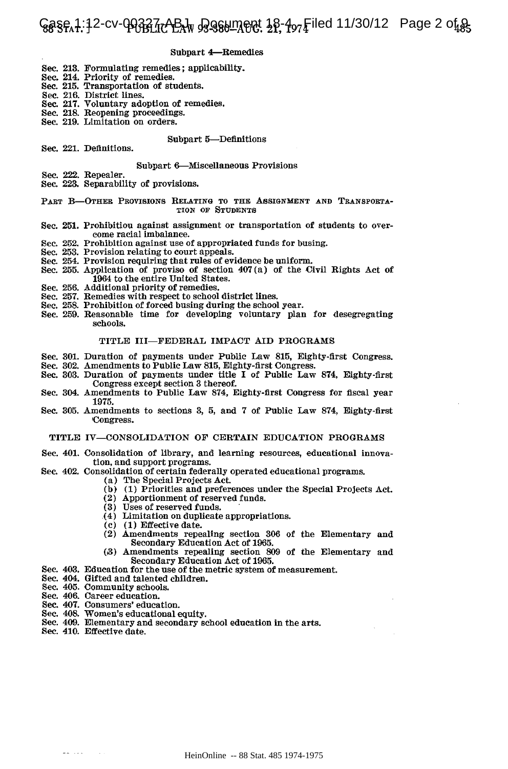### Subpart 4—Remedies

Sec. 213. Formulating remedies; applicability.
Sec. 214. Priority of remedies.
Sec. 215. Transportation of students.
Sec. 216. District lines.
Sec. 217. Voluntary adoption of remedies.
Sec. 218. Reopening proceedings.
Sec. 219. Limitation on orders.

### Subpart 5—Definitions

Sec. 221. Definitions.

### Subpart 6—Miscellaneous Provisions

Sec. 222. Repealer.
Sec. 223. Separability of provisions.

## PART B—OTHER PROVISIONS RELATING TO THE ASSIGNMENT AND TRANSPORTATION OF STUDENTS

Sec. 251. Prohibitiou against assignment or transportation of students to overcome racial imbalance.
Sec. 252. Prohibition against use of appropriated funds for busing.
Sec. 253. Provision relating to court appeals.
Sec. 254. Provision requiring that rules of evidence be uniform.
Sec. 255. Application of proviso of section 407(a) of the Civil Rights Act of 1964 to the entire United States.
Sec. 256. Additional priority of remedies.
Sec. 257. Remedies with respect to school district lines.
Sec. 258. Prohibition of forced busing during the school year.
Sec. 259. Reasonable time for developing voluntary plan for desegregating schools.

## TITLE III—FEDERAL IMPACT AID PROGRAMS

Sec. 301. Duration of payments under Public Law 815, Eighty-first Congress.
Sec. 302. Amendments to Public Law 815, Eighty-first Congress.
Sec. 303. Duration of payments under title I of Public Law 874, Eighty-first Congress except section 3 thereof.
Sec. 304. Amendments to Public Law 874, Eighty-first Congress for fiscal year 1975.
Sec. 305. Amendments to sections 3, 5, and 7 of Public Law 874, Eighty-first Congress.

## TITLE IV—CONSOLIDATION OF CERTAIN EDUCATION PROGRAMS

Sec. 401. Consolidation of library, and learning resources, educational innovation, and support programs.
Sec. 402. Consolidation of certain federally operated educational programs.
- (a) The Special Projects Act.
- (b) (1) Priorities and preferences under the Special Projects Act.
- (2) Apportionment of reserved funds.
- (3) Uses of reserved funds.
- (4) Limitation on duplicate appropriations.
- (c) (1) Effective date.
- (2) Amendments repealing section 306 of the Elementary and Secondary Education Act of 1965.
- (3) Amendments repealing section 809 of the Elementary and Secondary Education Act of 1965.

Sec. 403. Education for the use of the metric system of measurement.
Sec. 404. Gifted and talented children.
Sec. 405. Community schools.
Sec. 406. Career education.
Sec. 407. Consumers' education.
Sec. 408. Women's educational equity.
Sec. 409. Elementary and secondary school education in the arts.
Sec. 410. Effective date.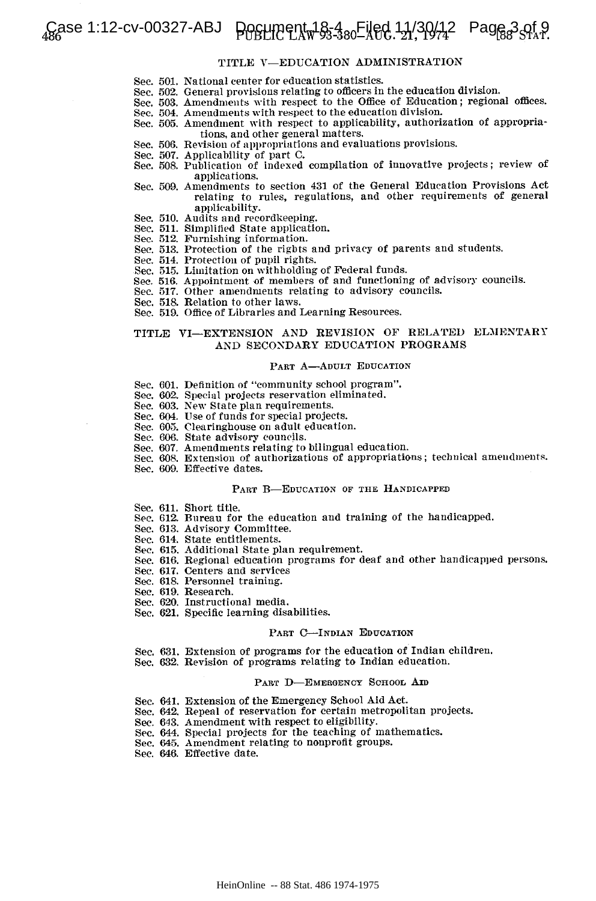## TITLE V—EDUCATION ADMINISTRATION

Sec. 501. National center for education statistics.
Sec. 502. General provisions relating to officers in the education division.
Sec. 503. Amendments with respect to the Office of Education; regional offices.
Sec. 504. Amendments with respect to the education division.
Sec. 505. Amendment with respect to applicability, authorization of appropriations, and other general matters.
Sec. 506. Revision of appropriations and evaluations provisions.
Sec. 507. Applicability of part C.
Sec. 508. Publication of indexed compilation of innovative projects; review of applications.
Sec. 509. Amendments to section 431 of the General Education Provisions Act relating to rules, regulations, and other requirements of general applicability.
Sec. 510. Audits and recordkeeping.
Sec. 511. Simplified State application.
Sec. 512. Furnishing information.
Sec. 513. Protection of the rights and privacy of parents and students.
Sec. 514. Protection of pupil rights.
Sec. 515. Limitation on withholding of Federal funds.
Sec. 516. Appointment of members of and functioning of advisory councils.
Sec. 517. Other amendments relating to advisory councils.
Sec. 518. Relation to other laws.
Sec. 519. Office of Libraries and Learning Resources.

## TITLE VI—EXTENSION AND REVISION OF RELATED ELEMENTARY AND SECONDARY EDUCATION PROGRAMS

### PART A—ADULT EDUCATION

Sec. 601. Definition of "community school program".
Sec. 602. Special projects reservation eliminated.
Sec. 603. New State plan requirements.
Sec. 604. Use of funds for special projects.
Sec. 605. Clearinghouse on adult education.
Sec. 606. State advisory councils.
Sec. 607. Amendments relating to bilingual education.
Sec. 608. Extension of authorizations of appropriations; technical amendments.
Sec. 609. Effective dates.

### PART B—EDUCATION OF THE HANDICAPPED

Sec. 611. Short title.
Sec. 612. Bureau for the education and training of the handicapped.
Sec. 613. Advisory Committee.
Sec. 614. State entitlements.
Sec. 615. Additional State plan requirement.
Sec. 616. Regional education programs for deaf and other handicapped persons.
Sec. 617. Centers and services
Sec. 618. Personnel training.
Sec. 619. Research.
Sec. 620. Instructional media.
Sec. 621. Specific learning disabilities.

### PART C—INDIAN EDUCATION

Sec. 631. Extension of programs for the education of Indian children.
Sec. 632. Revision of programs relating to Indian education.

### PART D—EMERGENCY SCHOOL AID

Sec. 641. Extension of the Emergency School Aid Act.
Sec. 642. Repeal of reservation for certain metropolitan projects.
Sec. 643. Amendment with respect to eligibility.
Sec. 644. Special projects for the teaching of mathematics.
Sec. 645. Amendment relating to nonprofit groups.
Sec. 646. Effective date.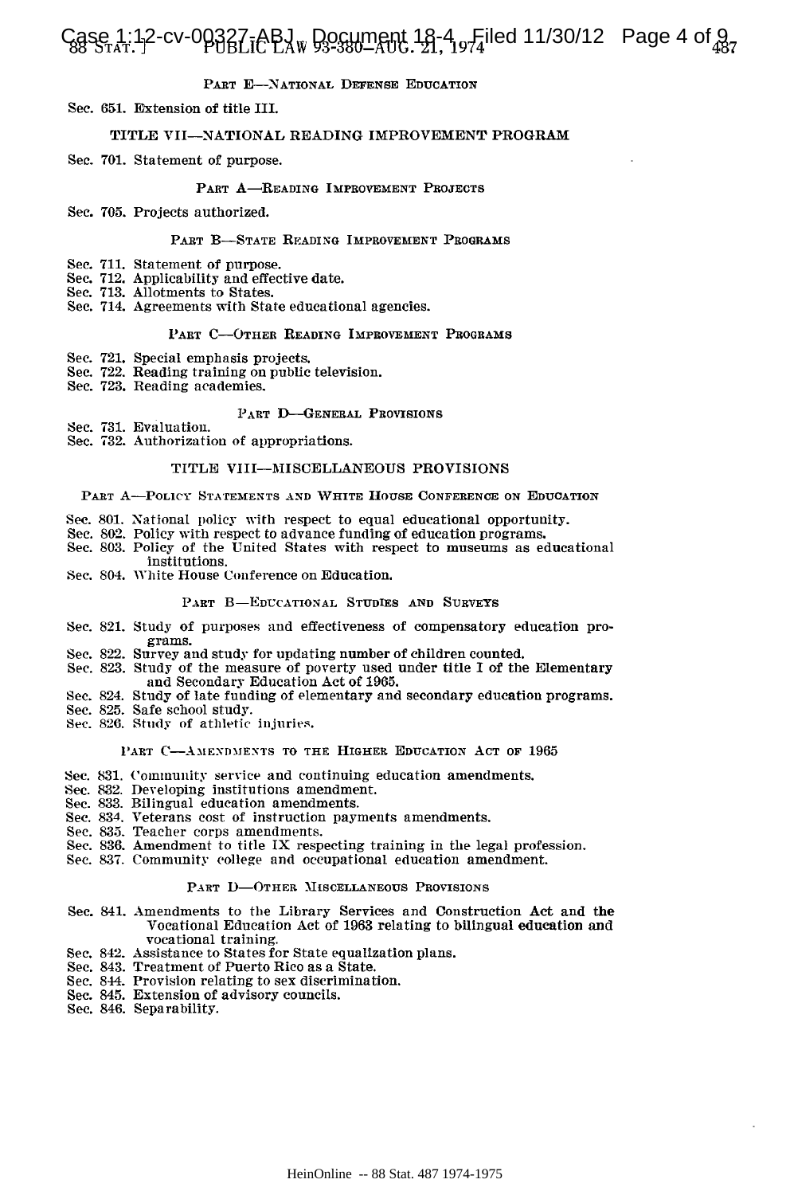PART E—NATIONAL DEFENSE EDUCATION

Sec. 651. Extension of title III.

## TITLE VII—NATIONAL READING IMPROVEMENT PROGRAM

Sec. 701. Statement of purpose.

PART A—READING IMPROVEMENT PROJECTS

Sec. 705. Projects authorized.

PART B—STATE READING IMPROVEMENT PROGRAMS

Sec. 711. Statement of purpose.
Sec. 712. Applicability and effective date.
Sec. 713. Allotments to States.
Sec. 714. Agreements with State educational agencies.

PART C—OTHER READING IMPROVEMENT PROGRAMS

Sec. 721. Special emphasis projects.
Sec. 722. Reading training on public television.
Sec. 723. Reading academies.

PART D—GENERAL PROVISIONS

Sec. 731. Evaluation.
Sec. 732. Authorization of appropriations.

## TITLE VIII—MISCELLANEOUS PROVISIONS

PART A—POLICY STATEMENTS AND WHITE HOUSE CONFERENCE ON EDUCATION

Sec. 801. National policy with respect to equal educational opportunity.
Sec. 802. Policy with respect to advance funding of education programs.
Sec. 803. Policy of the United States with respect to museums as educational institutions.
Sec. 804. White House Conference on Education.

PART B—EDUCATIONAL STUDIES AND SURVEYS

Sec. 821. Study of purposes and effectiveness of compensatory education programs.
Sec. 822. Survey and study for updating number of children counted.
Sec. 823. Study of the measure of poverty used under title I of the Elementary and Secondary Education Act of 1965.
Sec. 824. Study of late funding of elementary and secondary education programs.
Sec. 825. Safe school study.
Sec. 826. Study of athletic injuries.

PART C—AMENDMENTS TO THE HIGHER EDUCATION ACT OF 1965

Sec. 831. Community service and continuing education amendments.
Sec. 832. Developing institutions amendment.
Sec. 833. Bilingual education amendments.
Sec. 834. Veterans cost of instruction payments amendments.
Sec. 835. Teacher corps amendments.
Sec. 836. Amendment to title IX respecting training in the legal profession.
Sec. 837. Community college and occupational education amendment.

PART D—OTHER MISCELLANEOUS PROVISIONS

Sec. 841. Amendments to the Library Services and Construction Act and the Vocational Education Act of 1963 relating to bilingual education and vocational training.
Sec. 842. Assistance to States for State equalization plans.
Sec. 843. Treatment of Puerto Rico as a State.
Sec. 844. Provision relating to sex discrimination.
Sec. 845. Extension of advisory councils.
Sec. 846. Separability.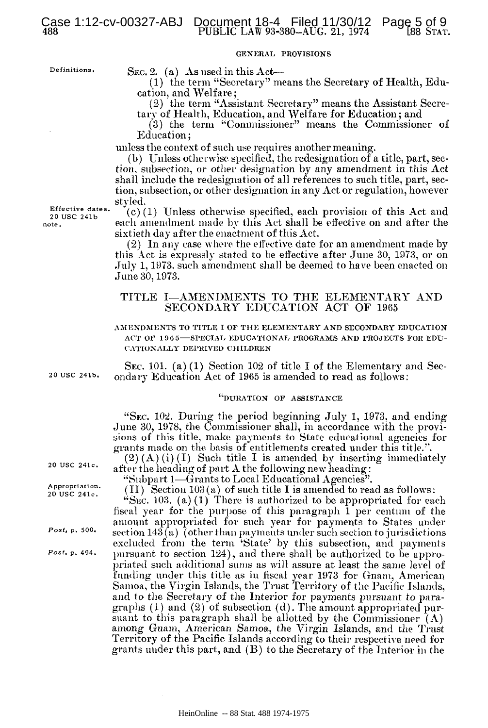GENERAL PROVISIONS

Definitions.

SEC. 2. (a) As used in this Act—

(1) the term "Secretary" means the Secretary of Health, Education, and Welfare;

(2) the term "Assistant Secretary" means the Assistant Secretary of Health, Education, and Welfare for Education; and

(3) the term "Commissioner" means the Commissioner of Education;

unless the context of such use requires another meaning.

(b) Unless otherwise specified, the redesignation of a title, part, section, subsection, or other designation by any amendment in this Act shall include the redesignation of all references to such title, part, section, subsection, or other designation in any Act or regulation, however styled.

Effective dates. 20 USC 241b note.

(c)(1) Unless otherwise specified, each provision of this Act and each amendment made by this Act shall be effective on and after the sixtieth day after the enactment of this Act.

(2) In any case where the effective date for an amendment made by this Act is expressly stated to be effective after June 30, 1973, or on July 1, 1973, such amendment shall be deemed to have been enacted on June 30, 1973.

## TITLE I—AMENDMENTS TO THE ELEMENTARY AND SECONDARY EDUCATION ACT OF 1965

AMENDMENTS TO TITLE I OF THE ELEMENTARY AND SECONDARY EDUCATION ACT OF 1965—SPECIAL EDUCATIONAL PROGRAMS AND PROJECTS FOR EDUCATIONALLY DEPRIVED CHILDREN

20 USC 241b.

SEC. 101. (a)(1) Section 102 of title I of the Elementary and Secondary Education Act of 1965 is amended to read as follows:

"DURATION OF ASSISTANCE

"SEC. 102. During the period beginning July 1, 1973, and ending June 30, 1978, the Commissioner shall, in accordance with the provisions of this title, make payments to State educational agencies for grants made on the basis of entitlements created under this title.".

20 USC 241c.

(2)(A)(i)(I) Such title I is amended by inserting immediately after the heading of part A the following new heading:

"Subpart 1—Grants to Local Educational Agencies".

Appropriation. 20 USC 241c.

(II) Section 103(a) of such title I is amended to read as follows:

*Post*, p. 500.

*Post*, p. 494.

"SEC. 103. (a)(1) There is authorized to be appropriated for each fiscal year for the purpose of this paragraph 1 per centum of the amount appropriated for such year for payments to States under section 143(a) (other than payments under such section to jurisdictions excluded from the term 'State' by this subsection, and payments pursuant to section 124), and there shall be authorized to be appropriated such additional sums as will assure at least the same level of funding under this title as in fiscal year 1973 for Guam, American Samoa, the Virgin Islands, the Trust Territory of the Pacific Islands, and to the Secretary of the Interior for payments pursuant to paragraphs (1) and (2) of subsection (d). The amount appropriated pursuant to this paragraph shall be allotted by the Commissioner (A) among Guam, American Samoa, the Virgin Islands, and the Trust Territory of the Pacific Islands according to their respective need for grants under this part, and (B) to the Secretary of the Interior in the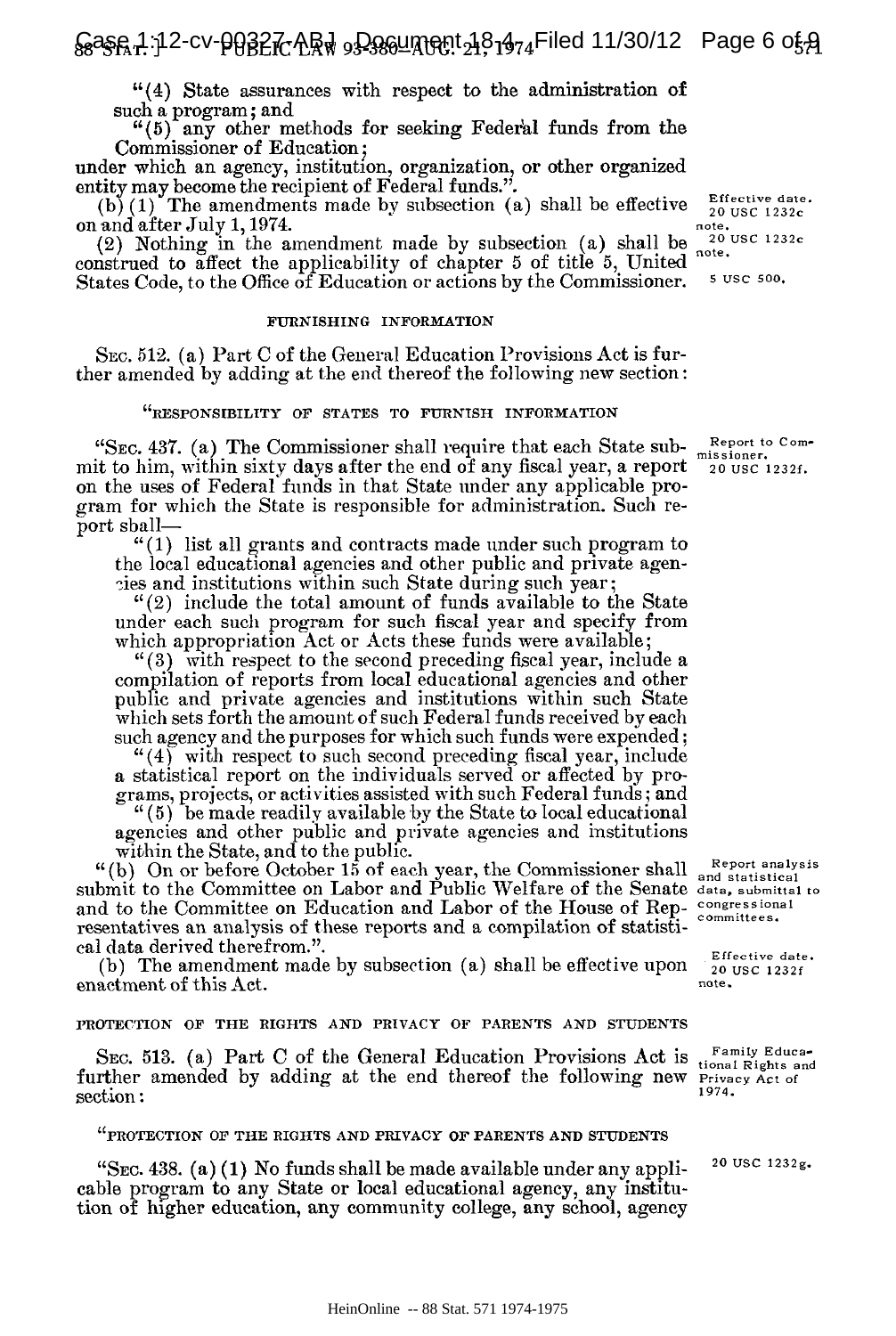"(4) State assurances with respect to the administration of such a program; and

"(5) any other methods for seeking Federal funds from the Commissioner of Education;

under which an agency, institution, organization, or other organized entity may become the recipient of Federal funds.".

(b)(1) The amendments made by subsection (a) shall be effective on and after July 1, 1974.

Effective date. 20 USC 1232c note.

(2) Nothing in the amendment made by subsection (a) shall be construed to affect the applicability of chapter 5 of title 5, United States Code, to the Office of Education or actions by the Commissioner.

20 USC 1232c note.

5 USC 500.

FURNISHING INFORMATION

SEC. 512. (a) Part C of the General Education Provisions Act is further amended by adding at the end thereof the following new section:

"RESPONSIBILITY OF STATES TO FURNISH INFORMATION

"SEC. 437. (a) The Commissioner shall require that each State submit to him, within sixty days after the end of any fiscal year, a report on the uses of Federal funds in that State under any applicable program for which the State is responsible for administration. Such report shall—

Report to Commissioner. 20 USC 1232f.

"(1) list all grants and contracts made under such program to the local educational agencies and other public and private agencies and institutions within such State during such year;

"(2) include the total amount of funds available to the State under each such program for such fiscal year and specify from which appropriation Act or Acts these funds were available;

"(3) with respect to the second preceding fiscal year, include a compilation of reports from local educational agencies and other public and private agencies and institutions within such State which sets forth the amount of such Federal funds received by each such agency and the purposes for which such funds were expended;

"(4) with respect to such second preceding fiscal year, include a statistical report on the individuals served or affected by programs, projects, or activities assisted with such Federal funds; and

"(5) be made readily available by the State to local educational agencies and other public and private agencies and institutions within the State, and to the public.

"(b) On or before October 15 of each year, the Commissioner shall submit to the Committee on Labor and Public Welfare of the Senate and to the Committee on Education and Labor of the House of Representatives an analysis of these reports and a compilation of statistical data derived therefrom.".

Report analysis and statistical data, submittal to congressional committees.

(b) The amendment made by subsection (a) shall be effective upon enactment of this Act.

Effective date. 20 USC 1232f note.

PROTECTION OF THE RIGHTS AND PRIVACY OF PARENTS AND STUDENTS

SEC. 513. (a) Part C of the General Education Provisions Act is further amended by adding at the end thereof the following new section:

Family Educational Rights and Privacy Act of 1974.

"PROTECTION OF THE RIGHTS AND PRIVACY OF PARENTS AND STUDENTS

"SEC. 438. (a)(1) No funds shall be made available under any applicable program to any State or local educational agency, any institution of higher education, any community college, any school, agency

20 USC 1232g.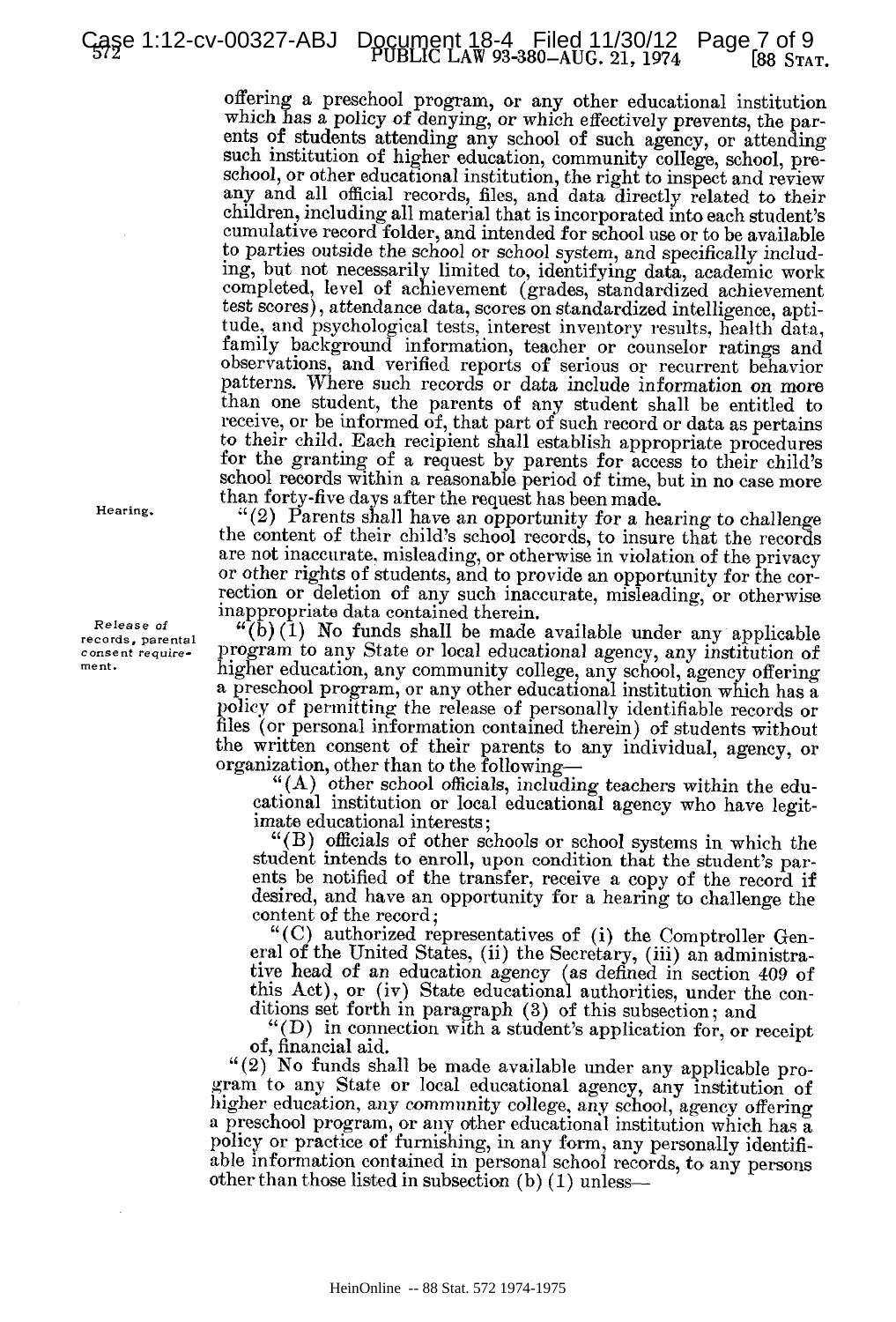offering a preschool program, or any other educational institution which has a policy of denying, or which effectively prevents, the parents of students attending any school of such agency, or attending such institution of higher education, community college, school, preschool, or other educational institution, the right to inspect and review any and all official records, files, and data directly related to their children, including all material that is incorporated into each student's cumulative record folder, and intended for school use or to be available to parties outside the school or school system, and specifically including, but not necessarily limited to, identifying data, academic work completed, level of achievement (grades, standardized achievement test scores), attendance data, scores on standardized intelligence, aptitude, and psychological tests, interest inventory results, health data, family background information, teacher or counselor ratings and observations, and verified reports of serious or recurrent behavior patterns. Where such records or data include information on more than one student, the parents of any student shall be entitled to receive, or be informed of, that part of such record or data as pertains to their child. Each recipient shall establish appropriate procedures for the granting of a request by parents for access to their child's school records within a reasonable period of time, but in no case more than forty-five days after the request has been made.

Hearing.

"(2) Parents shall have an opportunity for a hearing to challenge the content of their child's school records, to insure that the records are not inaccurate, misleading, or otherwise in violation of the privacy or other rights of students, and to provide an opportunity for the correction or deletion of any such inaccurate, misleading, or otherwise inappropriate data contained therein.

*Release of records, parental consent requirement.*

"(b)(1) No funds shall be made available under any applicable program to any State or local educational agency, any institution of higher education, any community college, any school, agency offering a preschool program, or any other educational institution which has a policy of permitting the release of personally identifiable records or files (or personal information contained therein) of students without the written consent of their parents to any individual, agency, or organization, other than to the following—

"(A) other school officials, including teachers within the educational institution or local educational agency who have legitimate educational interests;

"(B) officials of other schools or school systems in which the student intends to enroll, upon condition that the student's parents be notified of the transfer, receive a copy of the record if desired, and have an opportunity for a hearing to challenge the content of the record;

"(C) authorized representatives of (i) the Comptroller General of the United States, (ii) the Secretary, (iii) an administrative head of an education agency (as defined in section 409 of this Act), or (iv) State educational authorities, under the conditions set forth in paragraph (3) of this subsection; and

"(D) in connection with a student's application for, or receipt of, financial aid.

"(2) No funds shall be made available under any applicable program to any State or local educational agency, any institution of higher education, any community college, any school, agency offering a preschool program, or any other educational institution which has a policy or practice of furnishing, in any form, any personally identifiable information contained in personal school records, to any persons other than those listed in subsection (b)(1) unless—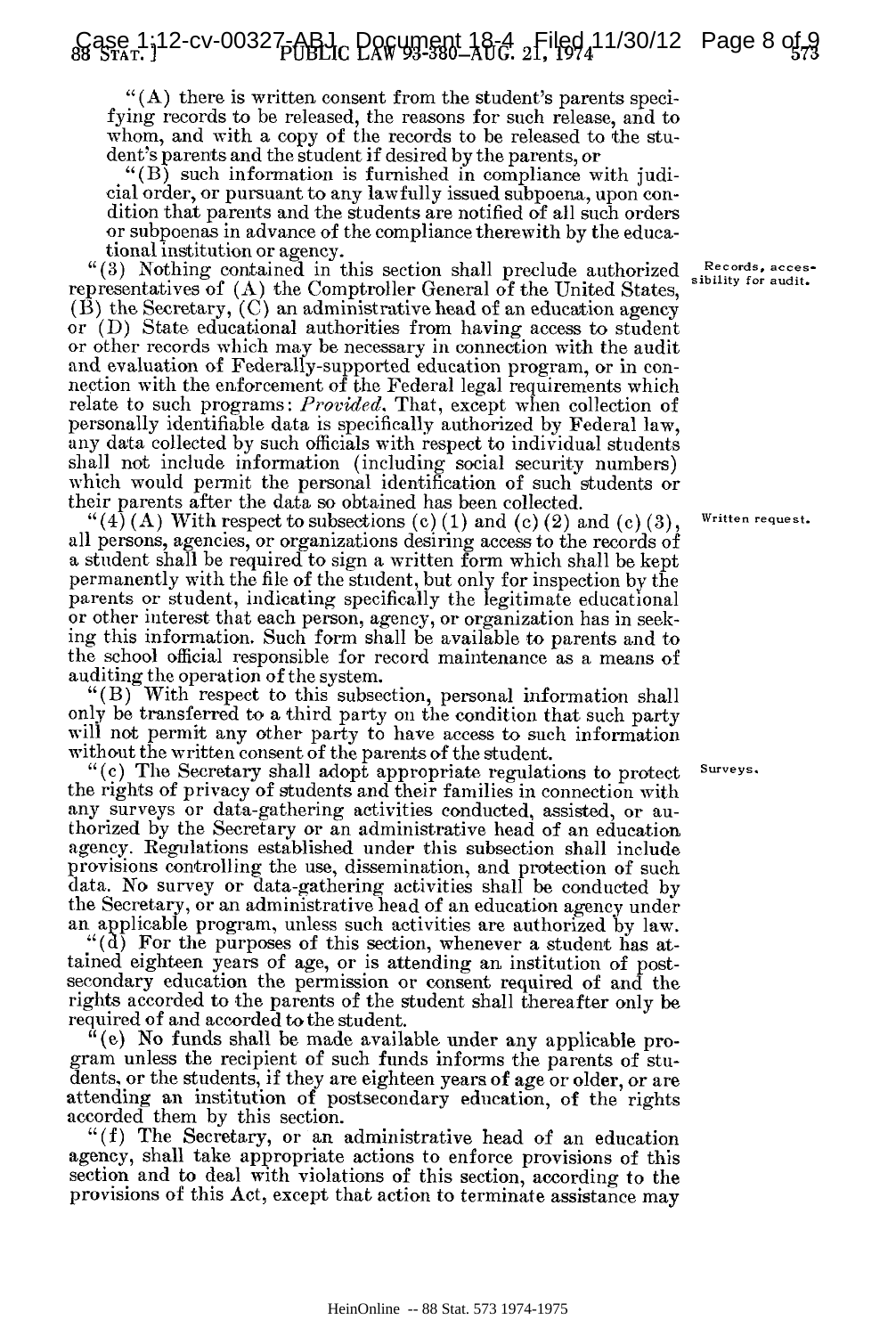"(A) there is written consent from the student's parents specifying records to be released, the reasons for such release, and to whom, and with a copy of the records to be released to the student's parents and the student if desired by the parents, or

"(B) such information is furnished in compliance with judicial order, or pursuant to any lawfully issued subpoena, upon condition that parents and the students are notified of all such orders or subpoenas in advance of the compliance therewith by the educational institution or agency.

"(3) Nothing contained in this section shall preclude authorized representatives of (A) the Comptroller General of the United States, (B) the Secretary, (C) an administrative head of an education agency or (D) State educational authorities from having access to student or other records which may be necessary in connection with the audit and evaluation of Federally-supported education program, or in connection with the enforcement of the Federal legal requirements which relate to such programs: *Provided*, That, except when collection of personally identifiable data is specifically authorized by Federal law, any data collected by such officials with respect to individual students shall not include information (including social security numbers) which would permit the personal identification of such students or their parents after the data so obtained has been collected.

Records, accessibility for audit.

"(4)(A) With respect to subsections (c)(1) and (c)(2) and (c)(3), all persons, agencies, or organizations desiring access to the records of a student shall be required to sign a written form which shall be kept permanently with the file of the student, but only for inspection by the parents or student, indicating specifically the legitimate educational or other interest that each person, agency, or organization has in seeking this information. Such form shall be available to parents and to the school official responsible for record maintenance as a means of auditing the operation of the system.

Written request.

"(B) With respect to this subsection, personal information shall only be transferred to a third party on the condition that such party will not permit any other party to have access to such information without the written consent of the parents of the student.

"(c) The Secretary shall adopt appropriate regulations to protect the rights of privacy of students and their families in connection with any surveys or data-gathering activities conducted, assisted, or authorized by the Secretary or an administrative head of an education agency. Regulations established under this subsection shall include provisions controlling the use, dissemination, and protection of such data. No survey or data-gathering activities shall be conducted by the Secretary, or an administrative head of an education agency under an applicable program, unless such activities are authorized by law.

Surveys.

"(d) For the purposes of this section, whenever a student has attained eighteen years of age, or is attending an institution of postsecondary education the permission or consent required of and the rights accorded to the parents of the student shall thereafter only be required of and accorded to the student.

"(e) No funds shall be made available under any applicable program unless the recipient of such funds informs the parents of students, or the students, if they are eighteen years of age or older, or are attending an institution of postsecondary education, of the rights accorded them by this section.

"(f) The Secretary, or an administrative head of an education agency, shall take appropriate actions to enforce provisions of this section and to deal with violations of this section, according to the provisions of this Act, except that action to terminate assistance may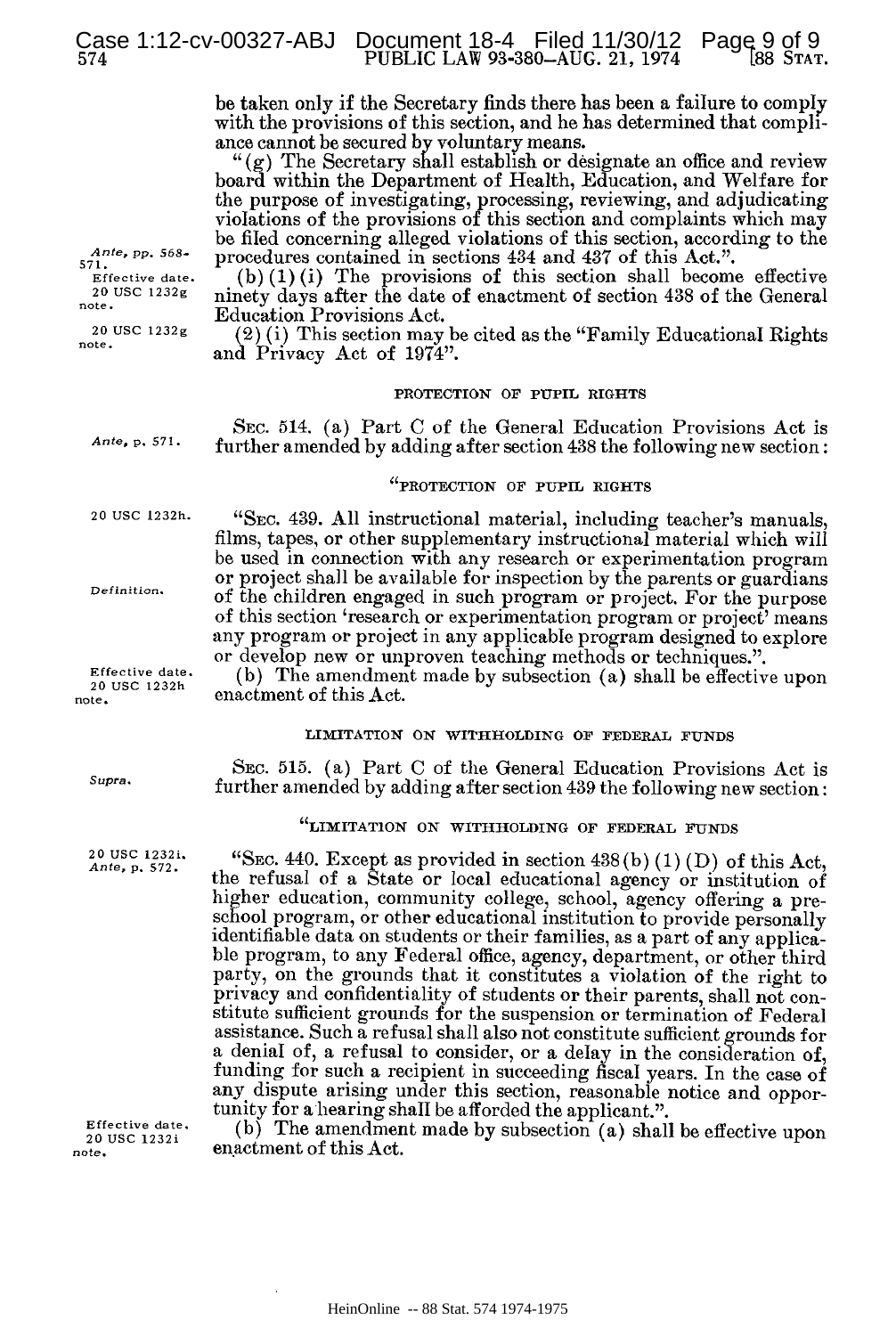be taken only if the Secretary finds there has been a failure to comply with the provisions of this section, and he has determined that compliance cannot be secured by voluntary means.

"(g) The Secretary shall establish or designate an office and review board within the Department of Health, Education, and Welfare for the purpose of investigating, processing, reviewing, and adjudicating violations of the provisions of this section and complaints which may be filed concerning alleged violations of this section, according to the procedures contained in sections 434 and 437 of this Act.".

*Ante*, pp. 568-571.

Effective date. 20 USC 1232g note.

(b)(1)(i) The provisions of this section shall become effective ninety days after the date of enactment of section 438 of the General Education Provisions Act.

20 USC 1232g note.

(2)(i) This section may be cited as the "Family Educational Rights and Privacy Act of 1974".

## PROTECTION OF PUPIL RIGHTS

*Ante*, p. 571.

SEC. 514. (a) Part C of the General Education Provisions Act is further amended by adding after section 438 the following new section:

### "PROTECTION OF PUPIL RIGHTS

20 USC 1232h.

"SEC. 439. All instructional material, including teacher's manuals, films, tapes, or other supplementary instructional material which will be used in connection with any research or experimentation program or project shall be available for inspection by the parents or guardians of the children engaged in such program or project. For the purpose of this section 'research or experimentation program or project' means any program or project in any applicable program designed to explore or develop new or unproven teaching methods or techniques.".

Definition.

Effective date. 20 USC 1232h note.

(b) The amendment made by subsection (a) shall be effective upon enactment of this Act.

## LIMITATION ON WITHHOLDING OF FEDERAL FUNDS

*Supra*.

SEC. 515. (a) Part C of the General Education Provisions Act is further amended by adding after section 439 the following new section:

### "LIMITATION ON WITHHOLDING OF FEDERAL FUNDS

20 USC 1232i. *Ante*, p. 572.

"SEC. 440. Except as provided in section 438(b)(1)(D) of this Act, the refusal of a State or local educational agency or institution of higher education, community college, school, agency offering a preschool program, or other educational institution to provide personally identifiable data on students or their families, as a part of any applicable program, to any Federal office, agency, department, or other third party, on the grounds that it constitutes a violation of the right to privacy and confidentiality of students or their parents, shall not constitute sufficient grounds for the suspension or termination of Federal assistance. Such a refusal shall also not constitute sufficient grounds for a denial of, a refusal to consider, or a delay in the consideration of, funding for such a recipient in succeeding fiscal years. In the case of any dispute arising under this section, reasonable notice and opportunity for a hearing shall be afforded the applicant.".

Effective date. 20 USC 1232i note.

(b) The amendment made by subsection (a) shall be effective upon enactment of this Act.